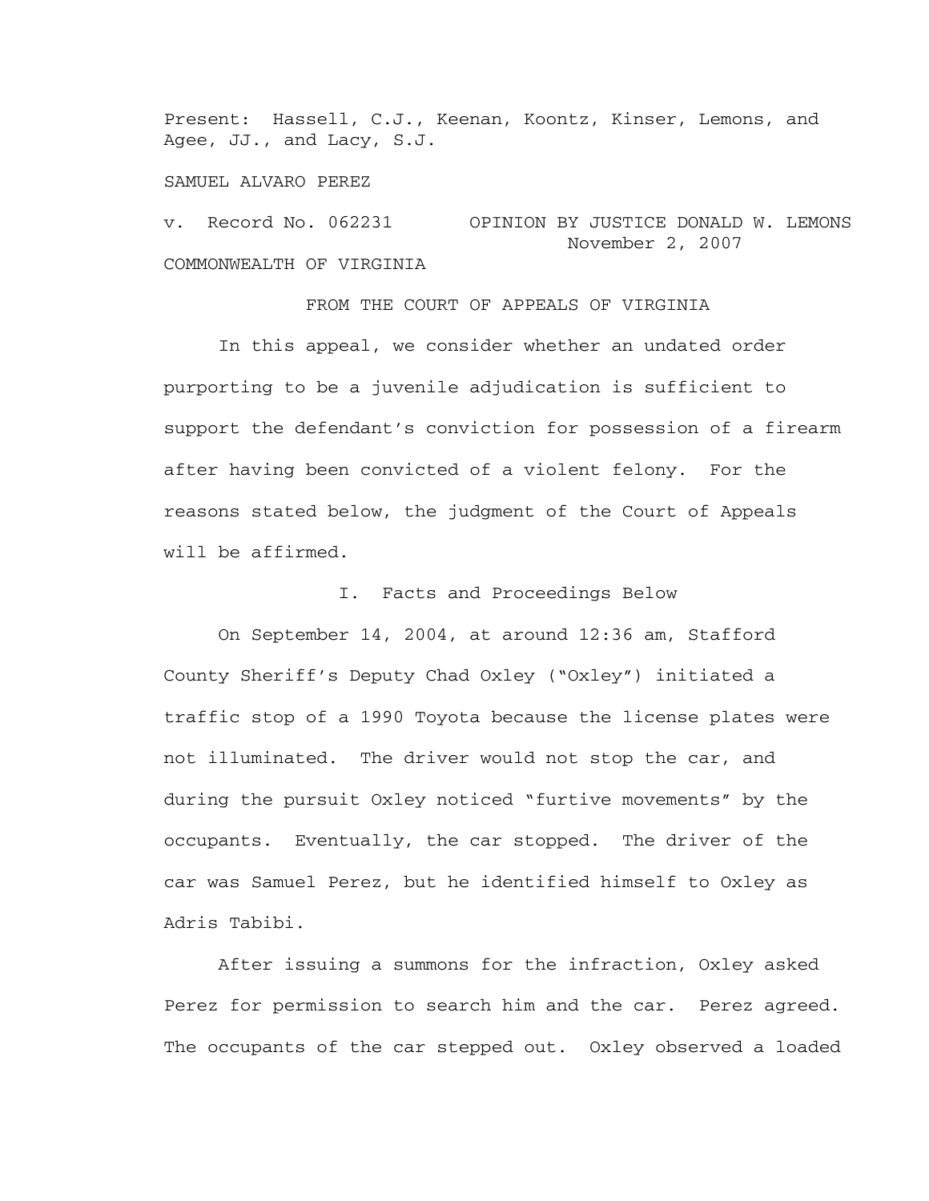Present: Hassell, C.J., Keenan, Koontz, Kinser, Lemons, and Agee, JJ., and Lacy, S.J.

SAMUEL ALVARO PEREZ

v. Record No. 062231 OPINION BY JUSTICE DONALD W. LEMONS
November 2, 2007

COMMONWEALTH OF VIRGINIA

FROM THE COURT OF APPEALS OF VIRGINIA

In this appeal, we consider whether an undated order purporting to be a juvenile adjudication is sufficient to support the defendant's conviction for possession of a firearm after having been convicted of a violent felony. For the reasons stated below, the judgment of the Court of Appeals will be affirmed.

## I. Facts and Proceedings Below

On September 14, 2004, at around 12:36 am, Stafford County Sheriff's Deputy Chad Oxley ("Oxley") initiated a traffic stop of a 1990 Toyota because the license plates were not illuminated. The driver would not stop the car, and during the pursuit Oxley noticed "furtive movements" by the occupants. Eventually, the car stopped. The driver of the car was Samuel Perez, but he identified himself to Oxley as Adris Tabibi.

After issuing a summons for the infraction, Oxley asked Perez for permission to search him and the car. Perez agreed. The occupants of the car stepped out. Oxley observed a loaded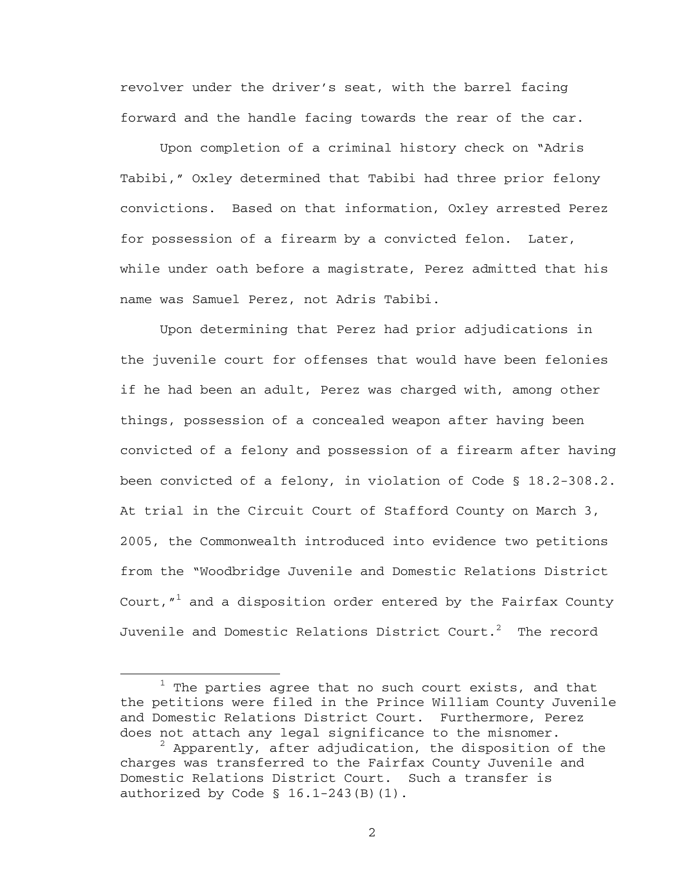revolver under the driver's seat, with the barrel facing forward and the handle facing towards the rear of the car.

Upon completion of a criminal history check on "Adris Tabibi," Oxley determined that Tabibi had three prior felony convictions. Based on that information, Oxley arrested Perez for possession of a firearm by a convicted felon. Later, while under oath before a magistrate, Perez admitted that his name was Samuel Perez, not Adris Tabibi.

Upon determining that Perez had prior adjudications in the juvenile court for offenses that would have been felonies if he had been an adult, Perez was charged with, among other things, possession of a concealed weapon after having been convicted of a felony and possession of a firearm after having been convicted of a felony, in violation of Code § 18.2-308.2. At trial in the Circuit Court of Stafford County on March 3, 2005, the Commonwealth introduced into evidence two petitions from the "Woodbridge Juvenile and Domestic Relations District Court,"[1] and a disposition order entered by the Fairfax County Juvenile and Domestic Relations District Court.[2] The record

[1] The parties agree that no such court exists, and that the petitions were filed in the Prince William County Juvenile and Domestic Relations District Court. Furthermore, Perez does not attach any legal significance to the misnomer.

[2] Apparently, after adjudication, the disposition of the charges was transferred to the Fairfax County Juvenile and Domestic Relations District Court. Such a transfer is authorized by Code § 16.1-243(B)(1).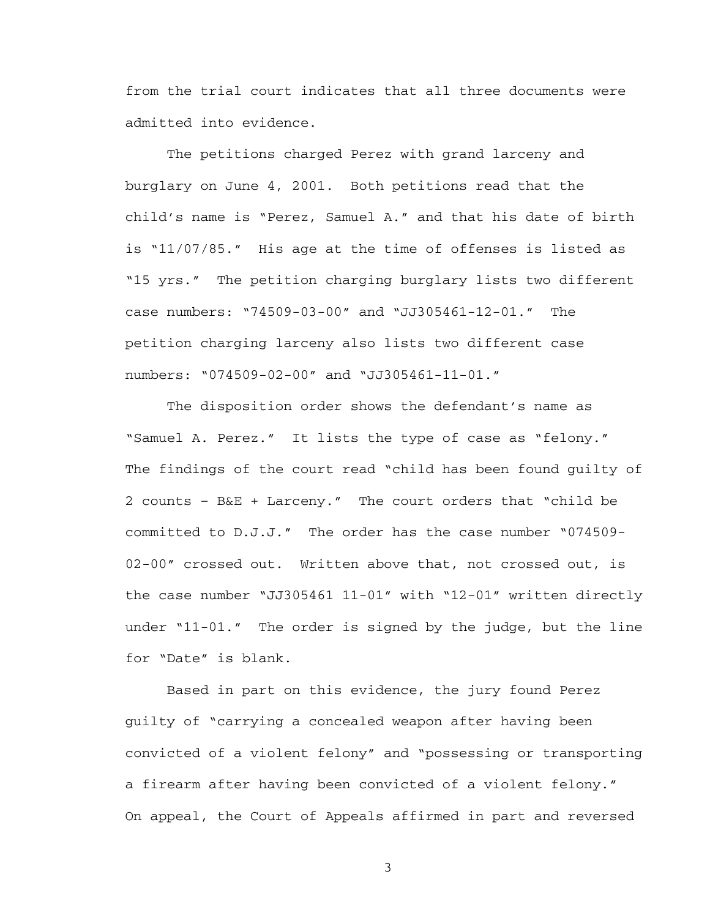from the trial court indicates that all three documents were admitted into evidence.

The petitions charged Perez with grand larceny and burglary on June 4, 2001. Both petitions read that the child's name is "Perez, Samuel A." and that his date of birth is "11/07/85." His age at the time of offenses is listed as "15 yrs." The petition charging burglary lists two different case numbers: "74509-03-00" and "JJ305461-12-01." The petition charging larceny also lists two different case numbers: "074509-02-00" and "JJ305461-11-01."

The disposition order shows the defendant's name as "Samuel A. Perez." It lists the type of case as "felony." The findings of the court read "child has been found guilty of 2 counts – B&E + Larceny." The court orders that "child be committed to D.J.J." The order has the case number "074509-02-00" crossed out. Written above that, not crossed out, is the case number "JJ305461 11-01" with "12-01" written directly under "11-01." The order is signed by the judge, but the line for "Date" is blank.

Based in part on this evidence, the jury found Perez guilty of "carrying a concealed weapon after having been convicted of a violent felony" and "possessing or transporting a firearm after having been convicted of a violent felony." On appeal, the Court of Appeals affirmed in part and reversed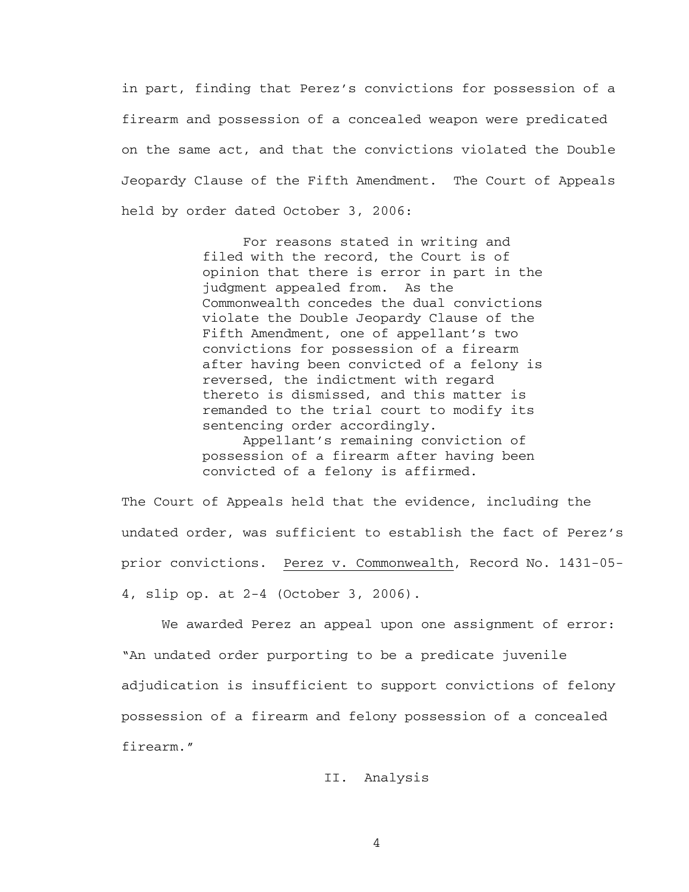in part, finding that Perez's convictions for possession of a firearm and possession of a concealed weapon were predicated on the same act, and that the convictions violated the Double Jeopardy Clause of the Fifth Amendment. The Court of Appeals held by order dated October 3, 2006:

> For reasons stated in writing and filed with the record, the Court is of opinion that there is error in part in the judgment appealed from. As the Commonwealth concedes the dual convictions violate the Double Jeopardy Clause of the Fifth Amendment, one of appellant's two convictions for possession of a firearm after having been convicted of a felony is reversed, the indictment with regard thereto is dismissed, and this matter is remanded to the trial court to modify its sentencing order accordingly.
>
> Appellant's remaining conviction of possession of a firearm after having been convicted of a felony is affirmed.

The Court of Appeals held that the evidence, including the undated order, was sufficient to establish the fact of Perez's prior convictions. Perez v. Commonwealth, Record No. 1431-05-4, slip op. at 2-4 (October 3, 2006).

We awarded Perez an appeal upon one assignment of error: "An undated order purporting to be a predicate juvenile adjudication is insufficient to support convictions of felony possession of a firearm and felony possession of a concealed firearm."

## II. Analysis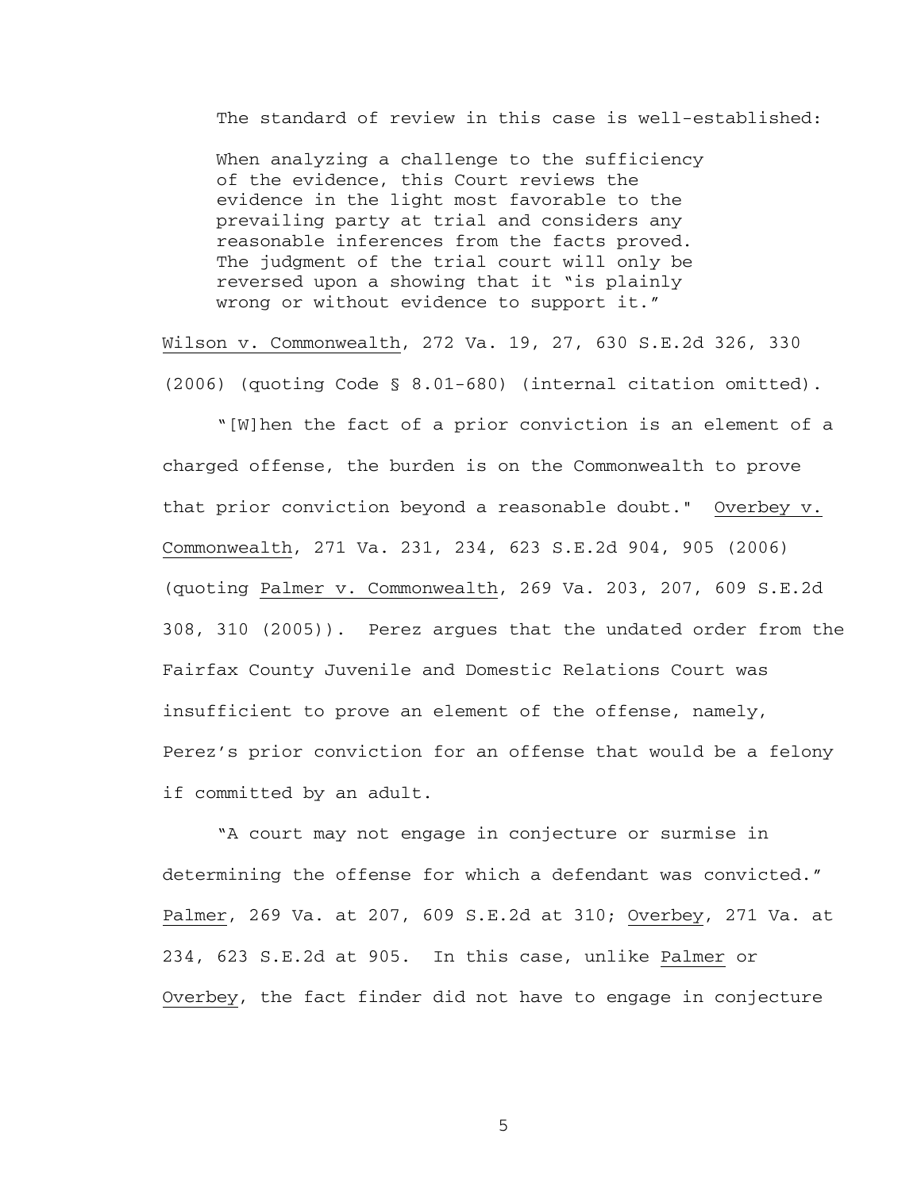The standard of review in this case is well-established:

> When analyzing a challenge to the sufficiency of the evidence, this Court reviews the evidence in the light most favorable to the prevailing party at trial and considers any reasonable inferences from the facts proved. The judgment of the trial court will only be reversed upon a showing that it "is plainly wrong or without evidence to support it."

Wilson v. Commonwealth, 272 Va. 19, 27, 630 S.E.2d 326, 330 (2006) (quoting Code § 8.01-680) (internal citation omitted).

"[W]hen the fact of a prior conviction is an element of a charged offense, the burden is on the Commonwealth to prove that prior conviction beyond a reasonable doubt." Overbey v. Commonwealth, 271 Va. 231, 234, 623 S.E.2d 904, 905 (2006) (quoting Palmer v. Commonwealth, 269 Va. 203, 207, 609 S.E.2d 308, 310 (2005)). Perez argues that the undated order from the Fairfax County Juvenile and Domestic Relations Court was insufficient to prove an element of the offense, namely, Perez's prior conviction for an offense that would be a felony if committed by an adult.

"A court may not engage in conjecture or surmise in determining the offense for which a defendant was convicted." Palmer, 269 Va. at 207, 609 S.E.2d at 310; Overbey, 271 Va. at 234, 623 S.E.2d at 905. In this case, unlike Palmer or Overbey, the fact finder did not have to engage in conjecture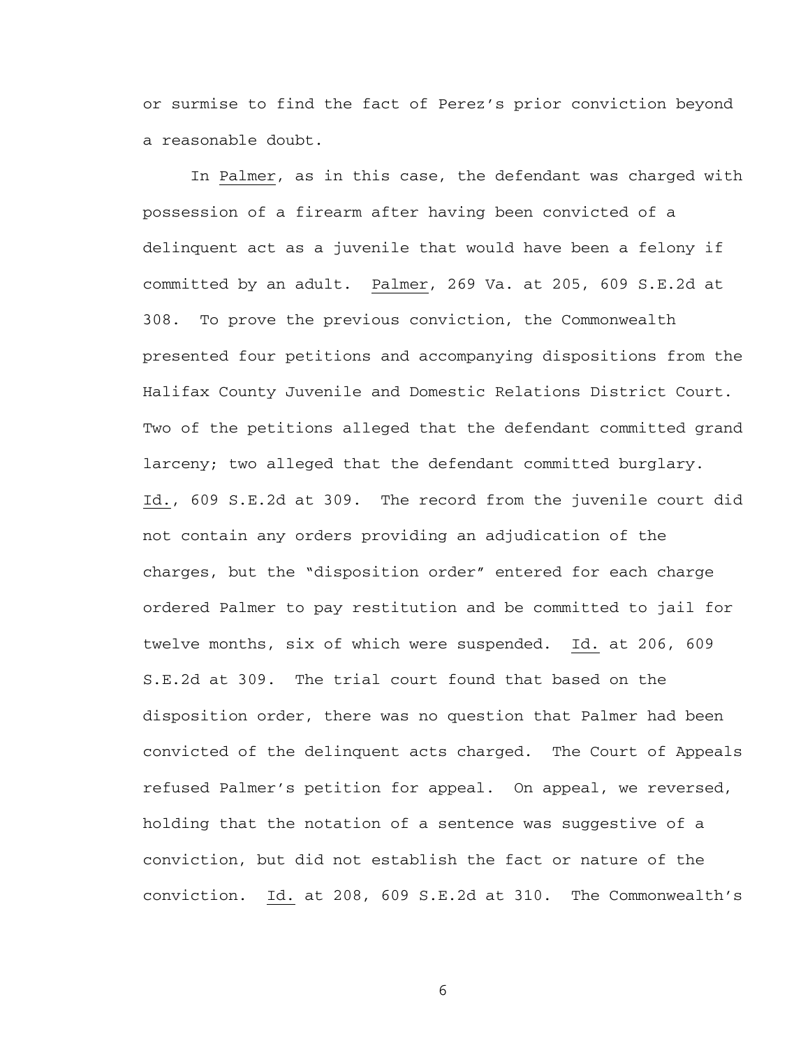or surmise to find the fact of Perez's prior conviction beyond a reasonable doubt.

In Palmer, as in this case, the defendant was charged with possession of a firearm after having been convicted of a delinquent act as a juvenile that would have been a felony if committed by an adult. Palmer, 269 Va. at 205, 609 S.E.2d at 308. To prove the previous conviction, the Commonwealth presented four petitions and accompanying dispositions from the Halifax County Juvenile and Domestic Relations District Court. Two of the petitions alleged that the defendant committed grand larceny; two alleged that the defendant committed burglary. Id., 609 S.E.2d at 309. The record from the juvenile court did not contain any orders providing an adjudication of the charges, but the "disposition order" entered for each charge ordered Palmer to pay restitution and be committed to jail for twelve months, six of which were suspended. Id. at 206, 609 S.E.2d at 309. The trial court found that based on the disposition order, there was no question that Palmer had been convicted of the delinquent acts charged. The Court of Appeals refused Palmer's petition for appeal. On appeal, we reversed, holding that the notation of a sentence was suggestive of a conviction, but did not establish the fact or nature of the conviction. Id. at 208, 609 S.E.2d at 310. The Commonwealth's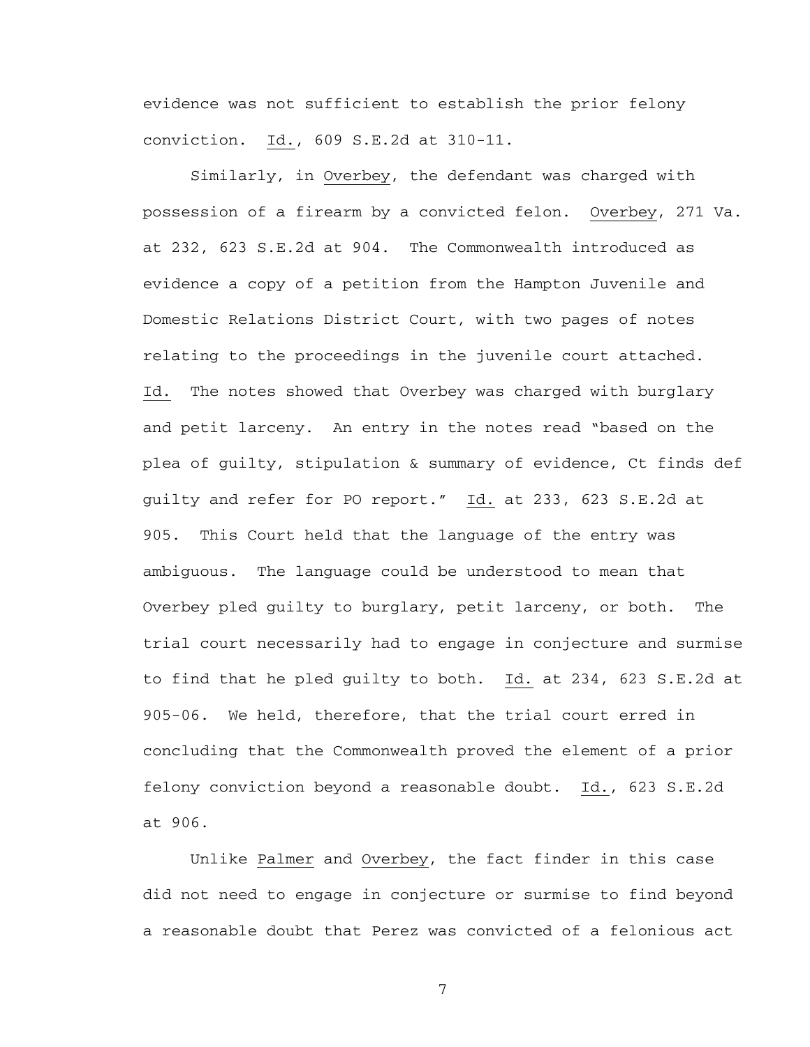evidence was not sufficient to establish the prior felony conviction. Id., 609 S.E.2d at 310-11.

Similarly, in Overbey, the defendant was charged with possession of a firearm by a convicted felon. Overbey, 271 Va. at 232, 623 S.E.2d at 904. The Commonwealth introduced as evidence a copy of a petition from the Hampton Juvenile and Domestic Relations District Court, with two pages of notes relating to the proceedings in the juvenile court attached. Id. The notes showed that Overbey was charged with burglary and petit larceny. An entry in the notes read "based on the plea of guilty, stipulation & summary of evidence, Ct finds def guilty and refer for PO report." Id. at 233, 623 S.E.2d at 905. This Court held that the language of the entry was ambiguous. The language could be understood to mean that Overbey pled guilty to burglary, petit larceny, or both. The trial court necessarily had to engage in conjecture and surmise to find that he pled guilty to both. Id. at 234, 623 S.E.2d at 905-06. We held, therefore, that the trial court erred in concluding that the Commonwealth proved the element of a prior felony conviction beyond a reasonable doubt. Id., 623 S.E.2d at 906.

Unlike Palmer and Overbey, the fact finder in this case did not need to engage in conjecture or surmise to find beyond a reasonable doubt that Perez was convicted of a felonious act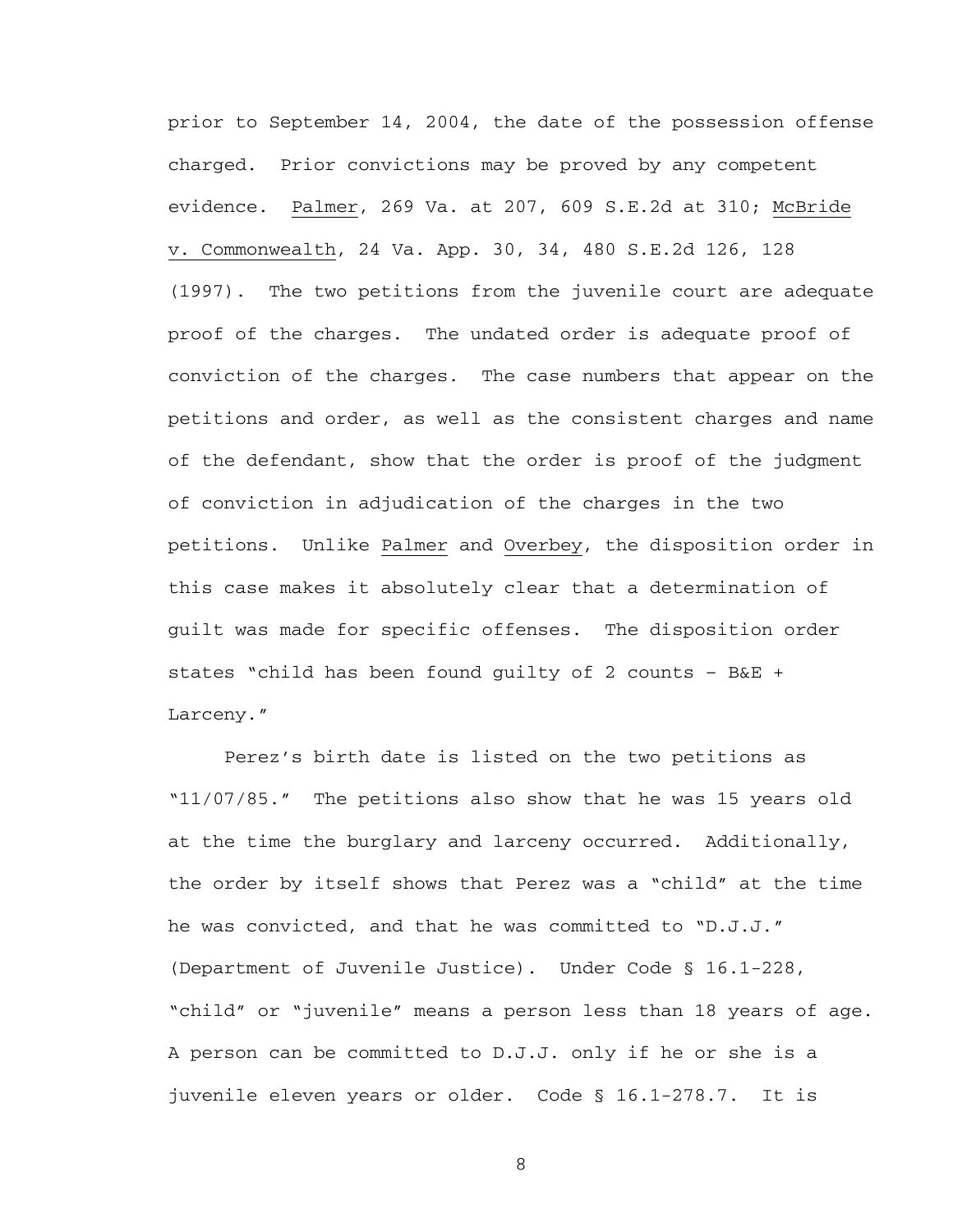prior to September 14, 2004, the date of the possession offense charged. Prior convictions may be proved by any competent evidence. Palmer, 269 Va. at 207, 609 S.E.2d at 310; McBride v. Commonwealth, 24 Va. App. 30, 34, 480 S.E.2d 126, 128 (1997). The two petitions from the juvenile court are adequate proof of the charges. The undated order is adequate proof of conviction of the charges. The case numbers that appear on the petitions and order, as well as the consistent charges and name of the defendant, show that the order is proof of the judgment of conviction in adjudication of the charges in the two petitions. Unlike Palmer and Overbey, the disposition order in this case makes it absolutely clear that a determination of guilt was made for specific offenses. The disposition order states "child has been found guilty of 2 counts – B&E + Larceny."

Perez's birth date is listed on the two petitions as "11/07/85." The petitions also show that he was 15 years old at the time the burglary and larceny occurred. Additionally, the order by itself shows that Perez was a "child" at the time he was convicted, and that he was committed to "D.J.J." (Department of Juvenile Justice). Under Code § 16.1-228, "child" or "juvenile" means a person less than 18 years of age. A person can be committed to D.J.J. only if he or she is a juvenile eleven years or older. Code § 16.1-278.7. It is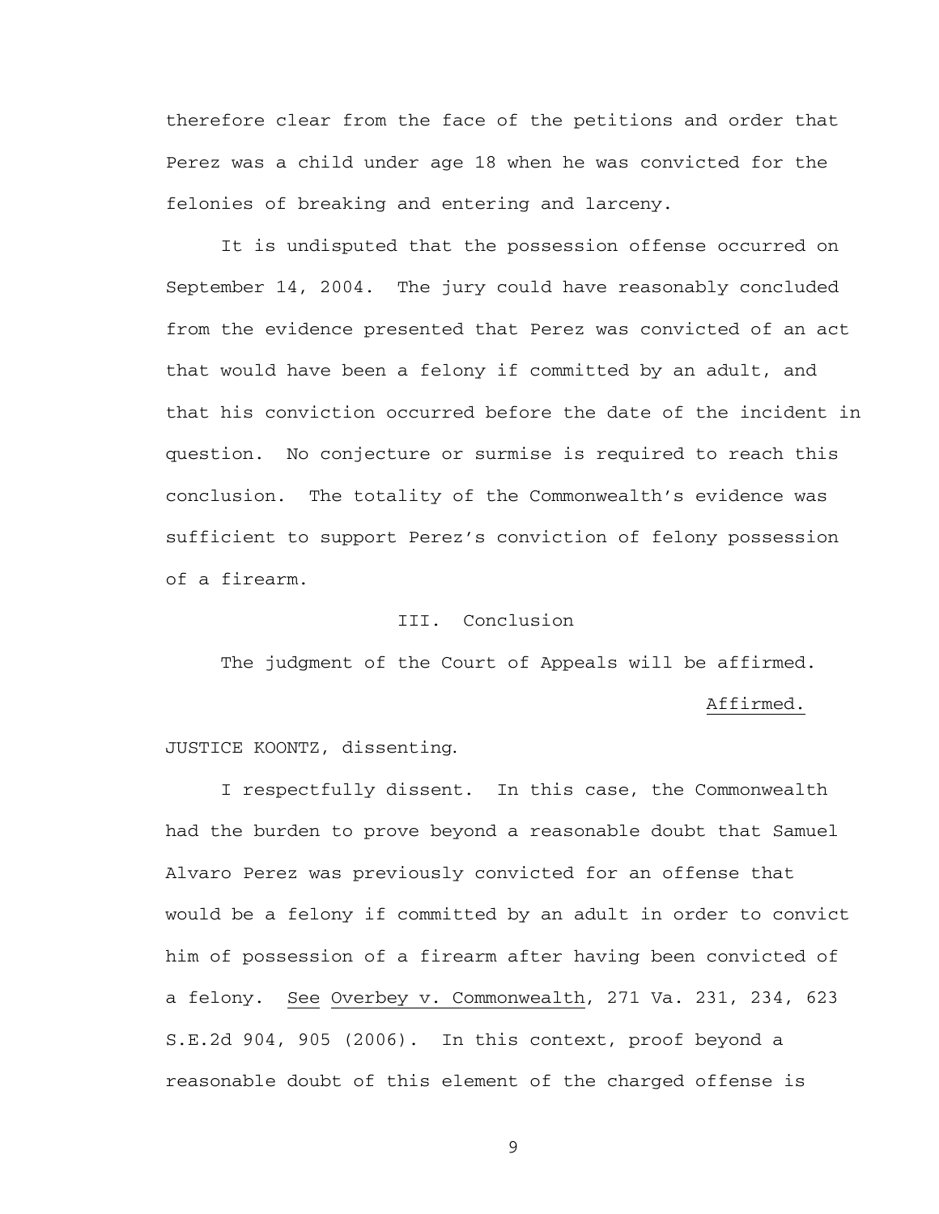therefore clear from the face of the petitions and order that Perez was a child under age 18 when he was convicted for the felonies of breaking and entering and larceny.

It is undisputed that the possession offense occurred on September 14, 2004. The jury could have reasonably concluded from the evidence presented that Perez was convicted of an act that would have been a felony if committed by an adult, and that his conviction occurred before the date of the incident in question. No conjecture or surmise is required to reach this conclusion. The totality of the Commonwealth's evidence was sufficient to support Perez's conviction of felony possession of a firearm.

## III. Conclusion

The judgment of the Court of Appeals will be affirmed.

Affirmed.

JUSTICE KOONTZ, dissenting.

I respectfully dissent. In this case, the Commonwealth had the burden to prove beyond a reasonable doubt that Samuel Alvaro Perez was previously convicted for an offense that would be a felony if committed by an adult in order to convict him of possession of a firearm after having been convicted of a felony. See Overbey v. Commonwealth, 271 Va. 231, 234, 623 S.E.2d 904, 905 (2006). In this context, proof beyond a reasonable doubt of this element of the charged offense is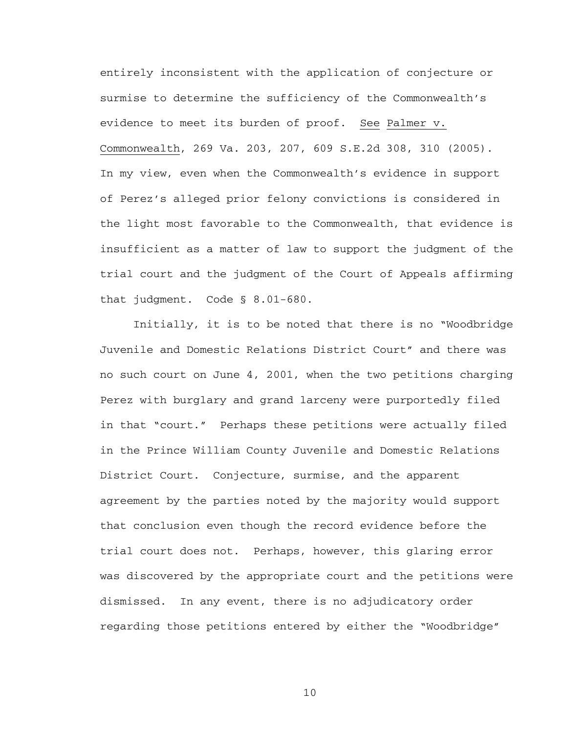entirely inconsistent with the application of conjecture or surmise to determine the sufficiency of the Commonwealth's evidence to meet its burden of proof. See Palmer v. Commonwealth, 269 Va. 203, 207, 609 S.E.2d 308, 310 (2005). In my view, even when the Commonwealth's evidence in support of Perez's alleged prior felony convictions is considered in the light most favorable to the Commonwealth, that evidence is insufficient as a matter of law to support the judgment of the trial court and the judgment of the Court of Appeals affirming that judgment. Code § 8.01-680.

Initially, it is to be noted that there is no "Woodbridge Juvenile and Domestic Relations District Court" and there was no such court on June 4, 2001, when the two petitions charging Perez with burglary and grand larceny were purportedly filed in that "court." Perhaps these petitions were actually filed in the Prince William County Juvenile and Domestic Relations District Court. Conjecture, surmise, and the apparent agreement by the parties noted by the majority would support that conclusion even though the record evidence before the trial court does not. Perhaps, however, this glaring error was discovered by the appropriate court and the petitions were dismissed. In any event, there is no adjudicatory order regarding those petitions entered by either the "Woodbridge"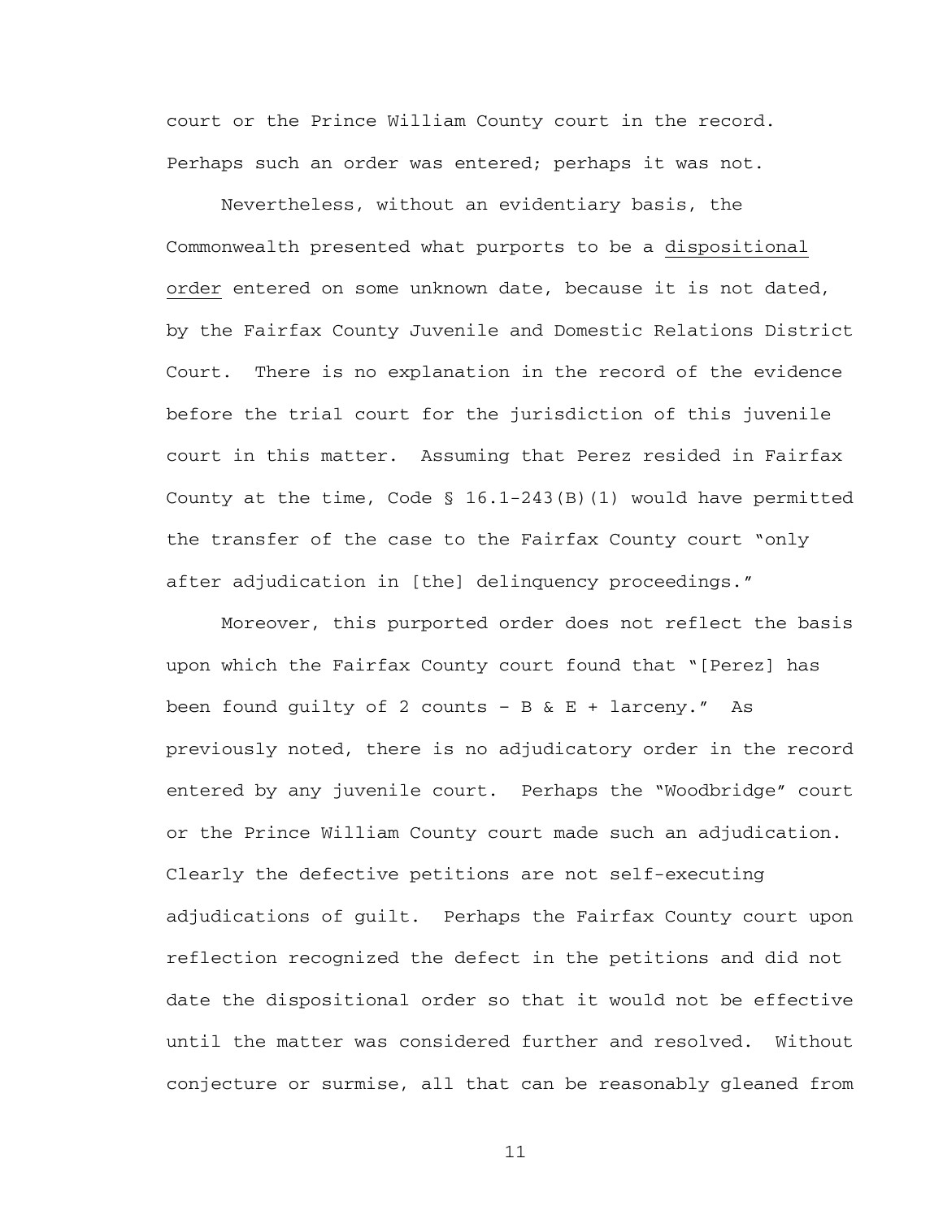court or the Prince William County court in the record. Perhaps such an order was entered; perhaps it was not.

Nevertheless, without an evidentiary basis, the Commonwealth presented what purports to be a <u>dispositional order</u> entered on some unknown date, because it is not dated, by the Fairfax County Juvenile and Domestic Relations District Court. There is no explanation in the record of the evidence before the trial court for the jurisdiction of this juvenile court in this matter. Assuming that Perez resided in Fairfax County at the time, Code § 16.1-243(B)(1) would have permitted the transfer of the case to the Fairfax County court "only after adjudication in [the] delinquency proceedings."

Moreover, this purported order does not reflect the basis upon which the Fairfax County court found that "[Perez] has been found guilty of 2 counts – B & E + larceny." As previously noted, there is no adjudicatory order in the record entered by any juvenile court. Perhaps the "Woodbridge" court or the Prince William County court made such an adjudication. Clearly the defective petitions are not self-executing adjudications of guilt. Perhaps the Fairfax County court upon reflection recognized the defect in the petitions and did not date the dispositional order so that it would not be effective until the matter was considered further and resolved. Without conjecture or surmise, all that can be reasonably gleaned from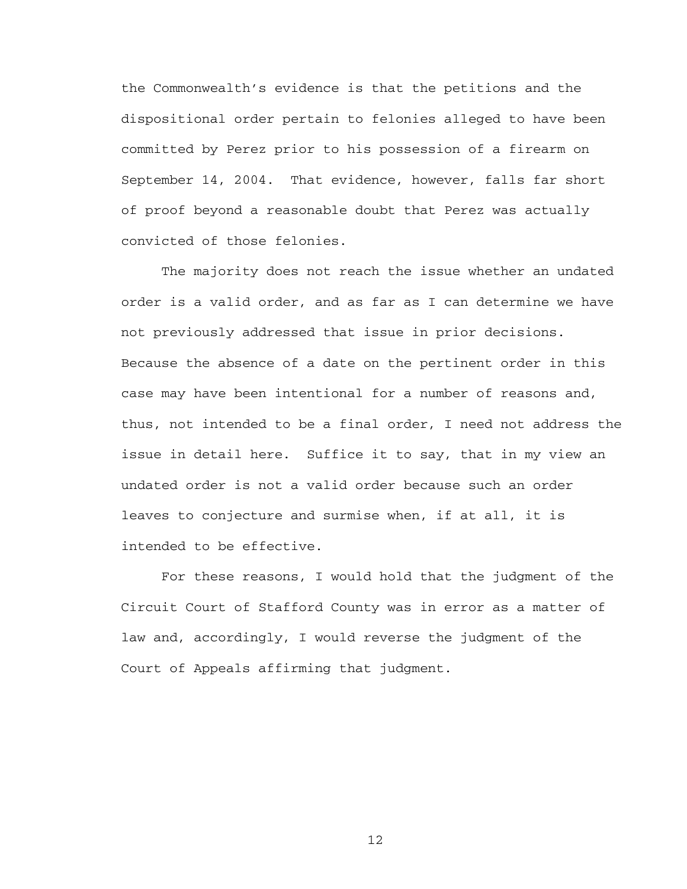the Commonwealth's evidence is that the petitions and the dispositional order pertain to felonies alleged to have been committed by Perez prior to his possession of a firearm on September 14, 2004. That evidence, however, falls far short of proof beyond a reasonable doubt that Perez was actually convicted of those felonies.

The majority does not reach the issue whether an undated order is a valid order, and as far as I can determine we have not previously addressed that issue in prior decisions. Because the absence of a date on the pertinent order in this case may have been intentional for a number of reasons and, thus, not intended to be a final order, I need not address the issue in detail here. Suffice it to say, that in my view an undated order is not a valid order because such an order leaves to conjecture and surmise when, if at all, it is intended to be effective.

For these reasons, I would hold that the judgment of the Circuit Court of Stafford County was in error as a matter of law and, accordingly, I would reverse the judgment of the Court of Appeals affirming that judgment.